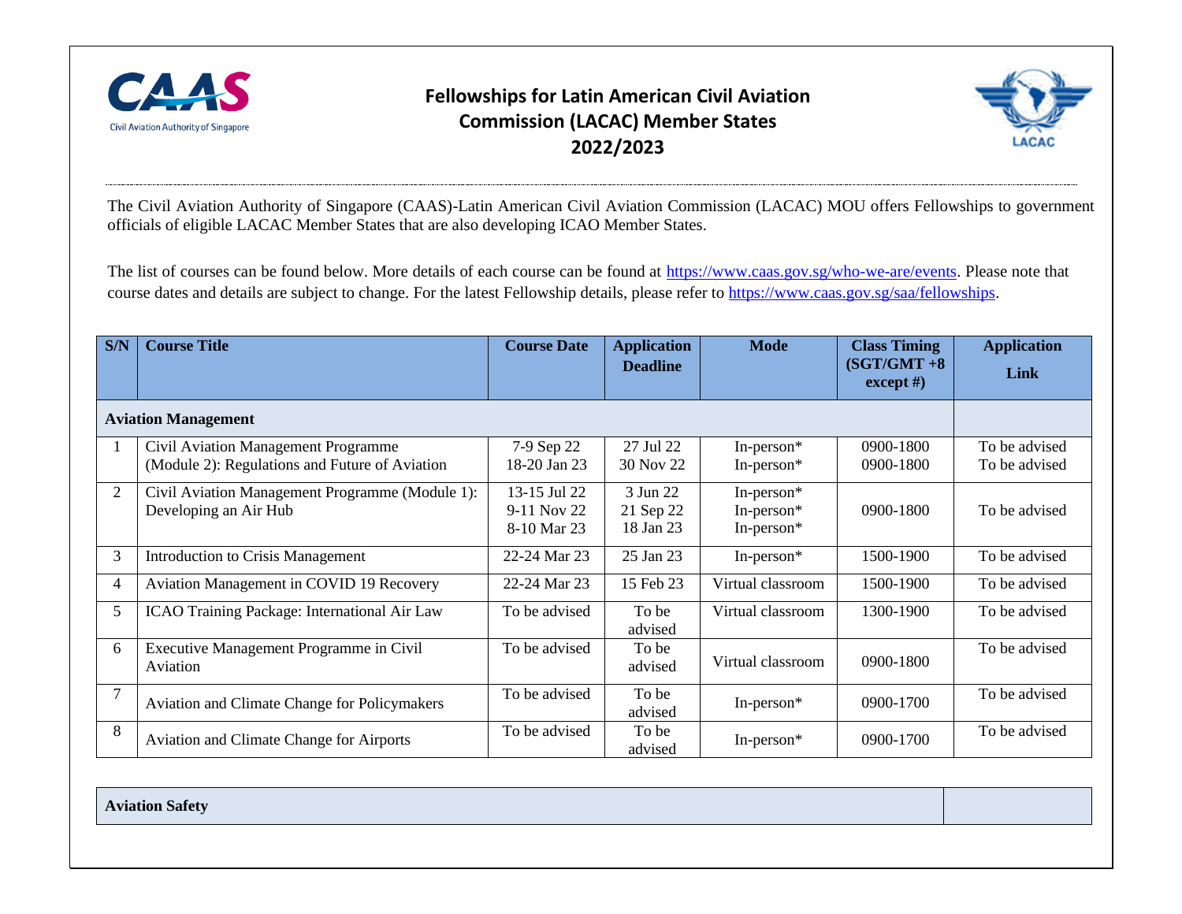# Fellowships for Latin American Civil Aviation Commission (LACAC) Member States 2022/2023

The Civil Aviation Authority of Singapore (CAAS)-Latin American Civil Aviation Commission (LACAC) MOU offers Fellowships to government officials of eligible LACAC Member States that are also developing ICAO Member States.

The list of courses can be found below. More details of each course can be found at https://www.caas.gov.sg/who-we-are/events. Please note that course dates and details are subject to change. For the latest Fellowship details, please refer to https://www.caas.gov.sg/saa/fellowships.

| S/N | Course Title | Course Date | Application Deadline | Mode | Class Timing (SGT/GMT +8 except #) | Application Link |
|---|---|---|---|---|---|---|
| **Aviation Management** | | | | | | |
| 1 | Civil Aviation Management Programme (Module 2): Regulations and Future of Aviation | 7-9 Sep 22<br>18-20 Jan 23 | 27 Jul 22<br>30 Nov 22 | In-person*<br>In-person* | 0900-1800<br>0900-1800 | To be advised<br>To be advised |
| 2 | Civil Aviation Management Programme (Module 1): Developing an Air Hub | 13-15 Jul 22<br>9-11 Nov 22<br>8-10 Mar 23 | 3 Jun 22<br>21 Sep 22<br>18 Jan 23 | In-person*<br>In-person*<br>In-person* | 0900-1800 | To be advised |
| 3 | Introduction to Crisis Management | 22-24 Mar 23 | 25 Jan 23 | In-person* | 1500-1900 | To be advised |
| 4 | Aviation Management in COVID 19 Recovery | 22-24 Mar 23 | 15 Feb 23 | Virtual classroom | 1500-1900 | To be advised |
| 5 | ICAO Training Package: International Air Law | To be advised | To be advised | Virtual classroom | 1300-1900 | To be advised |
| 6 | Executive Management Programme in Civil Aviation | To be advised | To be advised | Virtual classroom | 0900-1800 | To be advised |
| 7 | Aviation and Climate Change for Policymakers | To be advised | To be advised | In-person* | 0900-1700 | To be advised |
| 8 | Aviation and Climate Change for Airports | To be advised | To be advised | In-person* | 0900-1700 | To be advised |
| **Aviation Safety** | | | | | | |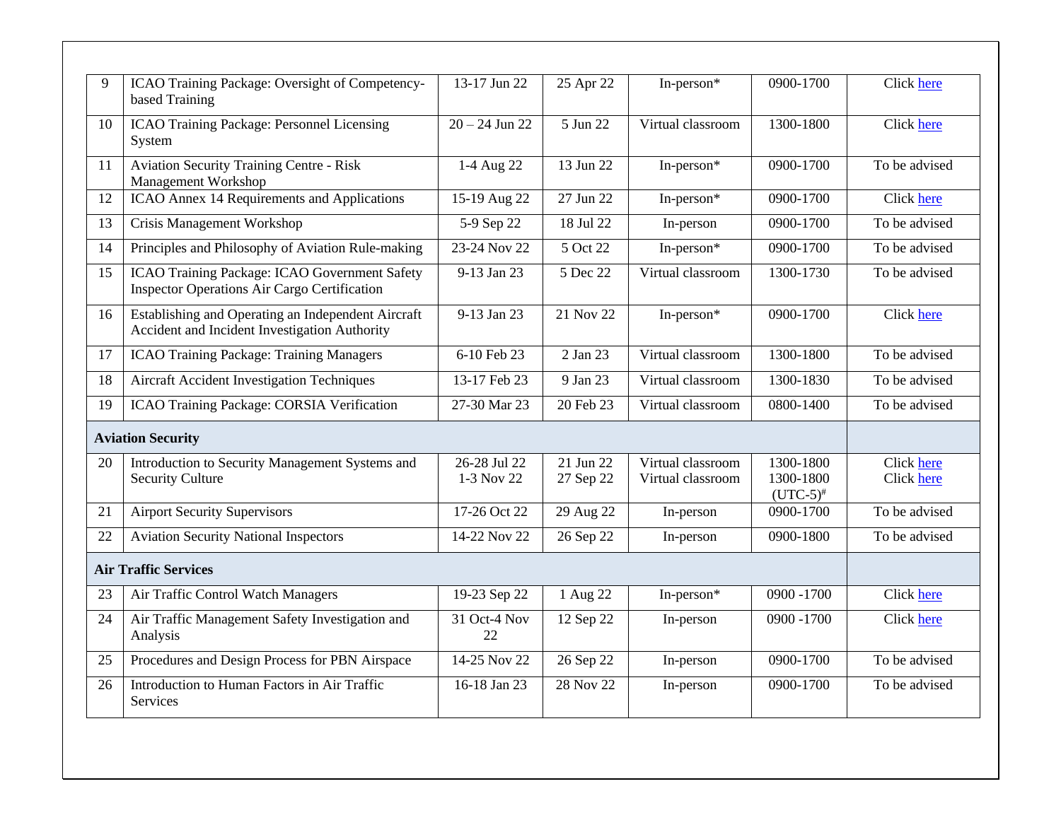| | | | | | | |
|---|---|---|---|---|---|---|
| 9 | ICAO Training Package: Oversight of Competency-based Training | 13-17 Jun 22 | 25 Apr 22 | In-person* | 0900-1700 | Click here |
| 10 | ICAO Training Package: Personnel Licensing System | 20 – 24 Jun 22 | 5 Jun 22 | Virtual classroom | 1300-1800 | Click here |
| 11 | Aviation Security Training Centre - Risk Management Workshop | 1-4 Aug 22 | 13 Jun 22 | In-person* | 0900-1700 | To be advised |
| 12 | ICAO Annex 14 Requirements and Applications | 15-19 Aug 22 | 27 Jun 22 | In-person* | 0900-1700 | Click here |
| 13 | Crisis Management Workshop | 5-9 Sep 22 | 18 Jul 22 | In-person | 0900-1700 | To be advised |
| 14 | Principles and Philosophy of Aviation Rule-making | 23-24 Nov 22 | 5 Oct 22 | In-person* | 0900-1700 | To be advised |
| 15 | ICAO Training Package: ICAO Government Safety Inspector Operations Air Cargo Certification | 9-13 Jan 23 | 5 Dec 22 | Virtual classroom | 1300-1730 | To be advised |
| 16 | Establishing and Operating an Independent Aircraft Accident and Incident Investigation Authority | 9-13 Jan 23 | 21 Nov 22 | In-person* | 0900-1700 | Click here |
| 17 | ICAO Training Package: Training Managers | 6-10 Feb 23 | 2 Jan 23 | Virtual classroom | 1300-1800 | To be advised |
| 18 | Aircraft Accident Investigation Techniques | 13-17 Feb 23 | 9 Jan 23 | Virtual classroom | 1300-1830 | To be advised |
| 19 | ICAO Training Package: CORSIA Verification | 27-30 Mar 23 | 20 Feb 23 | Virtual classroom | 0800-1400 | To be advised |
| **Aviation Security** | | | | | | |
| 20 | Introduction to Security Management Systems and Security Culture | 26-28 Jul 22<br>1-3 Nov 22 | 21 Jun 22<br>27 Sep 22 | Virtual classroom<br>Virtual classroom | 1300-1800<br>1300-1800 (UTC-5)# | Click here<br>Click here |
| 21 | Airport Security Supervisors | 17-26 Oct 22 | 29 Aug 22 | In-person | 0900-1700 | To be advised |
| 22 | Aviation Security National Inspectors | 14-22 Nov 22 | 26 Sep 22 | In-person | 0900-1800 | To be advised |
| **Air Traffic Services** | | | | | | |
| 23 | Air Traffic Control Watch Managers | 19-23 Sep 22 | 1 Aug 22 | In-person* | 0900 -1700 | Click here |
| 24 | Air Traffic Management Safety Investigation and Analysis | 31 Oct-4 Nov 22 | 12 Sep 22 | In-person | 0900 -1700 | Click here |
| 25 | Procedures and Design Process for PBN Airspace | 14-25 Nov 22 | 26 Sep 22 | In-person | 0900-1700 | To be advised |
| 26 | Introduction to Human Factors in Air Traffic Services | 16-18 Jan 23 | 28 Nov 22 | In-person | 0900-1700 | To be advised |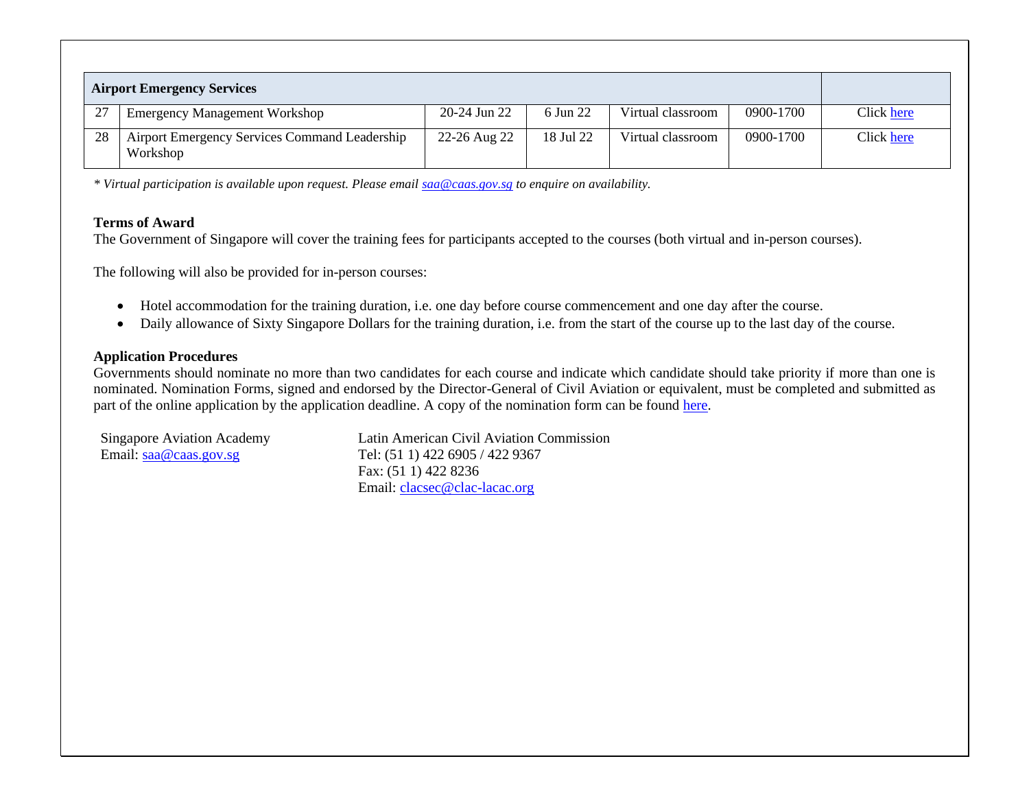| Airport Emergency Services | | | | | | |
| --- | --- | --- | --- | --- | --- | --- |
| 27 | Emergency Management Workshop | 20-24 Jun 22 | 6 Jun 22 | Virtual classroom | 0900-1700 | Click here |
| 28 | Airport Emergency Services Command Leadership Workshop | 22-26 Aug 22 | 18 Jul 22 | Virtual classroom | 0900-1700 | Click here |

*\* Virtual participation is available upon request. Please email saa@caas.gov.sg to enquire on availability.*

**Terms of Award**

The Government of Singapore will cover the training fees for participants accepted to the courses (both virtual and in-person courses).

The following will also be provided for in-person courses:

- Hotel accommodation for the training duration, i.e. one day before course commencement and one day after the course.
- Daily allowance of Sixty Singapore Dollars for the training duration, i.e. from the start of the course up to the last day of the course.

**Application Procedures**

Governments should nominate no more than two candidates for each course and indicate which candidate should take priority if more than one is nominated. Nomination Forms, signed and endorsed by the Director-General of Civil Aviation or equivalent, must be completed and submitted as part of the online application by the application deadline. A copy of the nomination form can be found here.

Singapore Aviation Academy
Email: saa@caas.gov.sg

Latin American Civil Aviation Commission
Tel: (51 1) 422 6905 / 422 9367
Fax: (51 1) 422 8236
Email: clacsec@clac-lacac.org